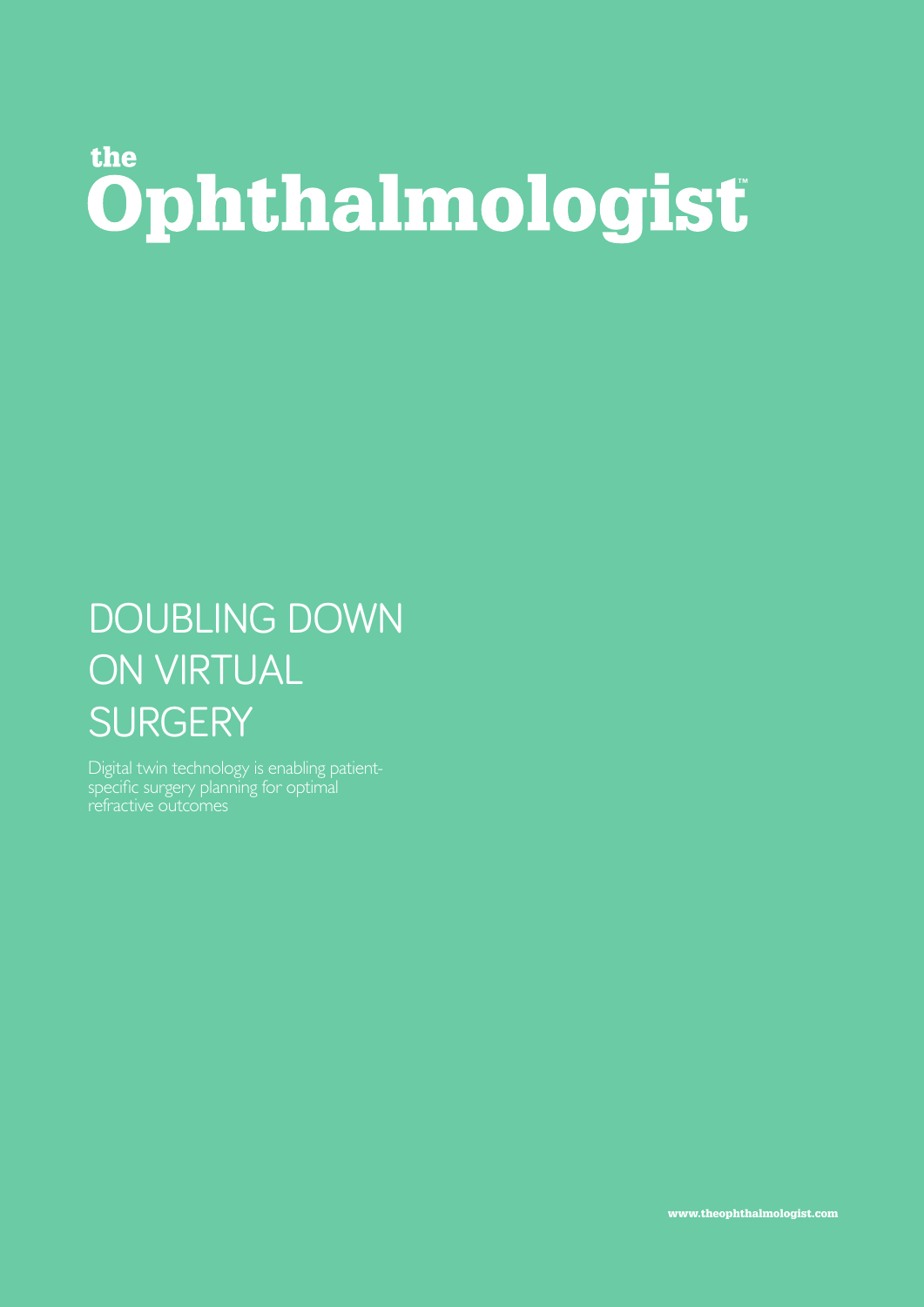the

# Ophthalmologist™

## DOUBLING DOWN ON VIRTUAL SURGERY

Digital twin technology is enabling patient-specific surgery planning for optimal refractive outcomes

www.theophthalmologist.com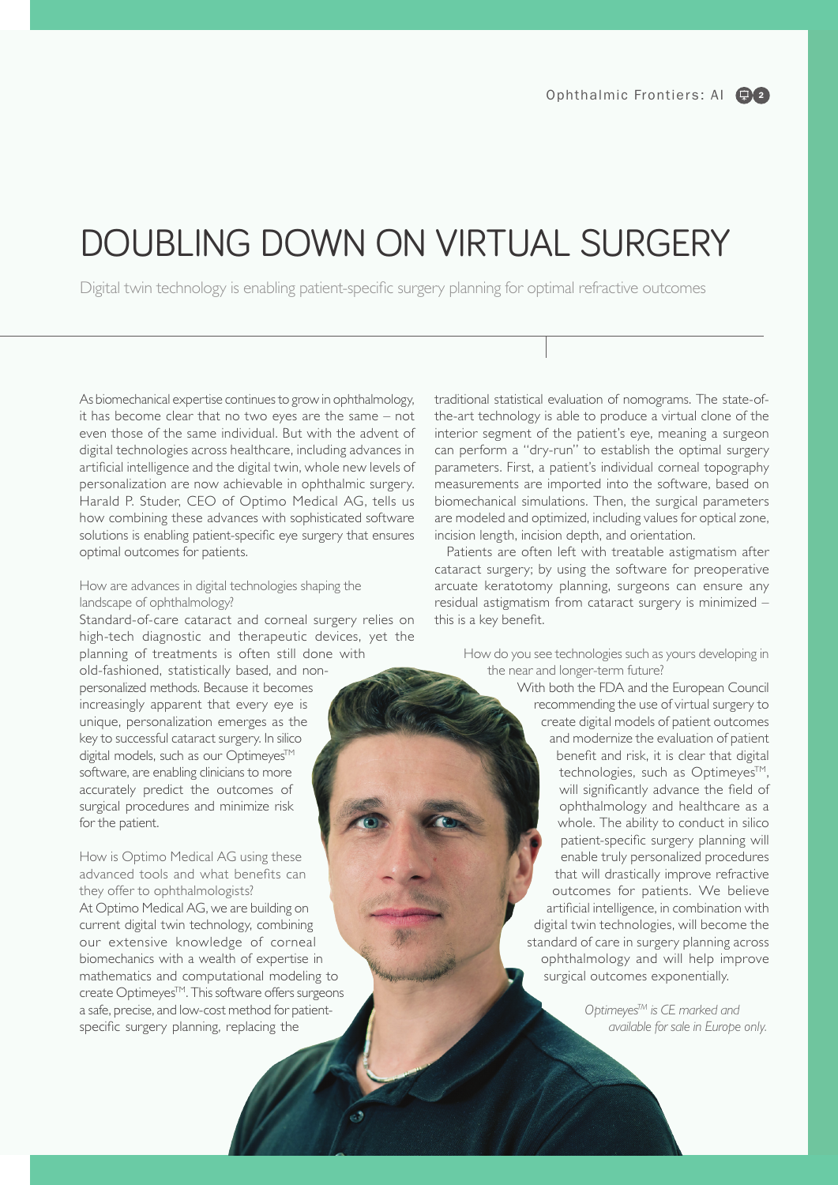# DOUBLING DOWN ON VIRTUAL SURGERY

Digital twin technology is enabling patient-specific surgery planning for optimal refractive outcomes

As biomechanical expertise continues to grow in ophthalmology, it has become clear that no two eyes are the same – not even those of the same individual. But with the advent of digital technologies across healthcare, including advances in artificial intelligence and the digital twin, whole new levels of personalization are now achievable in ophthalmic surgery. Harald P. Studer, CEO of Optimo Medical AG, tells us how combining these advances with sophisticated software solutions is enabling patient-specific eye surgery that ensures optimal outcomes for patients.

### How are advances in digital technologies shaping the landscape of ophthalmology?

Standard-of-care cataract and corneal surgery relies on high-tech diagnostic and therapeutic devices, yet the planning of treatments is often still done with old-fashioned, statistically based, and non-personalized methods. Because it becomes increasingly apparent that every eye is unique, personalization emerges as the key to successful cataract surgery. In silico digital models, such as our Optimeyes™ software, are enabling clinicians to more accurately predict the outcomes of surgical procedures and minimize risk for the patient.

### How is Optimo Medical AG using these advanced tools and what benefits can they offer to ophthalmologists?

At Optimo Medical AG, we are building on current digital twin technology, combining our extensive knowledge of corneal biomechanics with a wealth of expertise in mathematics and computational modeling to create Optimeyes™. This software offers surgeons a safe, precise, and low-cost method for patient-specific surgery planning, replacing the traditional statistical evaluation of nomograms. The state-of-the-art technology is able to produce a virtual clone of the interior segment of the patient's eye, meaning a surgeon can perform a "dry-run" to establish the optimal surgery parameters. First, a patient's individual corneal topography measurements are imported into the software, based on biomechanical simulations. Then, the surgical parameters are modeled and optimized, including values for optical zone, incision length, incision depth, and orientation.

Patients are often left with treatable astigmatism after cataract surgery; by using the software for preoperative arcuate keratotomy planning, surgeons can ensure any residual astigmatism from cataract surgery is minimized – this is a key benefit.

### How do you see technologies such as yours developing in the near and longer-term future?

With both the FDA and the European Council recommending the use of virtual surgery to create digital models of patient outcomes and modernize the evaluation of patient benefit and risk, it is clear that digital technologies, such as Optimeyes™, will significantly advance the field of ophthalmology and healthcare as a whole. The ability to conduct in silico patient-specific surgery planning will enable truly personalized procedures that will drastically improve refractive outcomes for patients. We believe artificial intelligence, in combination with digital twin technologies, will become the standard of care in surgery planning across ophthalmology and will help improve surgical outcomes exponentially.

*Optimeyes™ is CE marked and available for sale in Europe only.*